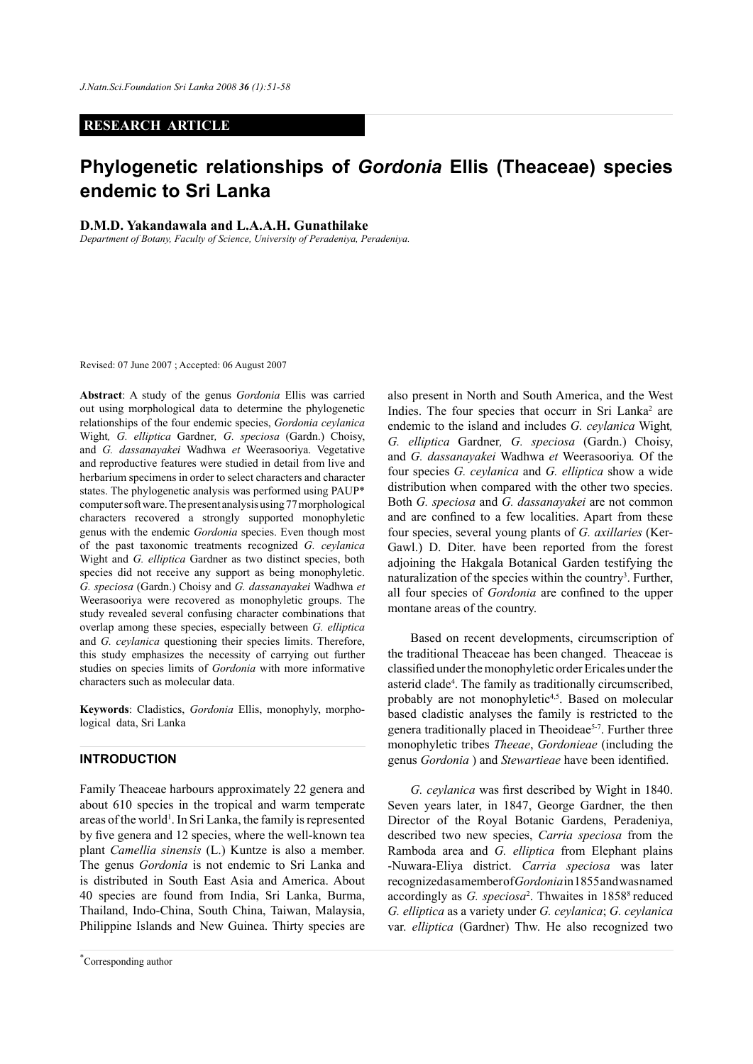RESEARCH ARTICLE

# Phylogenetic relationships of *Gordonia* Ellis (Theaceae) species endemic to Sri Lanka

**D.M.D. Yakandawala and L.A.A.H. Gunathilake**

*Department of Botany, Faculty of Science, University of Peradeniya, Peradeniya.*

Revised: 07 June 2007 ; Accepted: 06 August 2007

**Abstract**: A study of the genus *Gordonia* Ellis was carried out using morphological data to determine the phylogenetic relationships of the four endemic species, *Gordonia ceylanica* Wight*, G. elliptica* Gardner*, G. speciosa* (Gardn.) Choisy, and *G. dassanayakei* Wadhwa *et* Weerasooriya. Vegetative and reproductive features were studied in detail from live and herbarium specimens in order to select characters and character states. The phylogenetic analysis was performed using PAUP* computer soft ware. The present analysis using 77 morphological characters recovered a strongly supported monophyletic genus with the endemic *Gordonia* species. Even though most of the past taxonomic treatments recognized *G. ceylanica* Wight and *G. elliptica* Gardner as two distinct species, both species did not receive any support as being monophyletic. *G. speciosa* (Gardn.) Choisy and *G. dassanayakei* Wadhwa *et* Weerasooriya were recovered as monophyletic groups. The study revealed several confusing character combinations that overlap among these species, especially between *G. elliptica* and *G. ceylanica* questioning their species limits. Therefore, this study emphasizes the necessity of carrying out further studies on species limits of *Gordonia* with more informative characters such as molecular data.

**Keywords**: Cladistics, *Gordonia* Ellis, monophyly, morphological data, Sri Lanka

## INTRODUCTION

Family Theaceae harbours approximately 22 genera and about 610 species in the tropical and warm temperate areas of the world[1]. In Sri Lanka, the family is represented by five genera and 12 species, where the well-known tea plant *Camellia sinensis* (L.) Kuntze is also a member. The genus *Gordonia* is not endemic to Sri Lanka and is distributed in South East Asia and America. About 40 species are found from India, Sri Lanka, Burma, Thailand, Indo-China, South China, Taiwan, Malaysia, Philippine Islands and New Guinea. Thirty species are also present in North and South America, and the West Indies. The four species that occurr in Sri Lanka[2] are endemic to the island and includes *G. ceylanica* Wight*, G. elliptica* Gardner*, G. speciosa* (Gardn.) Choisy, and *G. dassanayakei* Wadhwa *et* Weerasooriya*.* Of the four species *G. ceylanica* and *G. elliptica* show a wide distribution when compared with the other two species. Both *G. speciosa* and *G. dassanayakei* are not common and are confined to a few localities. Apart from these four species, several young plants of *G. axillaries* (Ker-Gawl.) D. Diter. have been reported from the forest adjoining the Hakgala Botanical Garden testifying the naturalization of the species within the country[3]. Further, all four species of *Gordonia* are confined to the upper montane areas of the country.

Based on recent developments, circumscription of the traditional Theaceae has been changed. Theaceae is classified under the monophyletic order Ericales under the asterid clade[4]. The family as traditionally circumscribed, probably are not monophyletic[4,5]. Based on molecular based cladistic analyses the family is restricted to the genera traditionally placed in Theoideae[5-7]. Further three monophyletic tribes *Theeae*, *Gordonieae* (including the genus *Gordonia* ) and *Stewartieae* have been identified.

*G. ceylanica* was first described by Wight in 1840. Seven years later, in 1847, George Gardner, the then Director of the Royal Botanic Gardens, Peradeniya, described two new species, *Carria speciosa* from the Ramboda area and *G. elliptica* from Elephant plains -Nuwara-Eliya district. *Carria speciosa* was later recognized as a member of *Gordonia* in 1855 and was named accordingly as *G. speciosa*[2]. Thwaites in 1858[8] reduced *G. elliptica* as a variety under *G. ceylanica*; *G. ceylanica* var. *elliptica* (Gardner) Thw. He also recognized two

*Corresponding author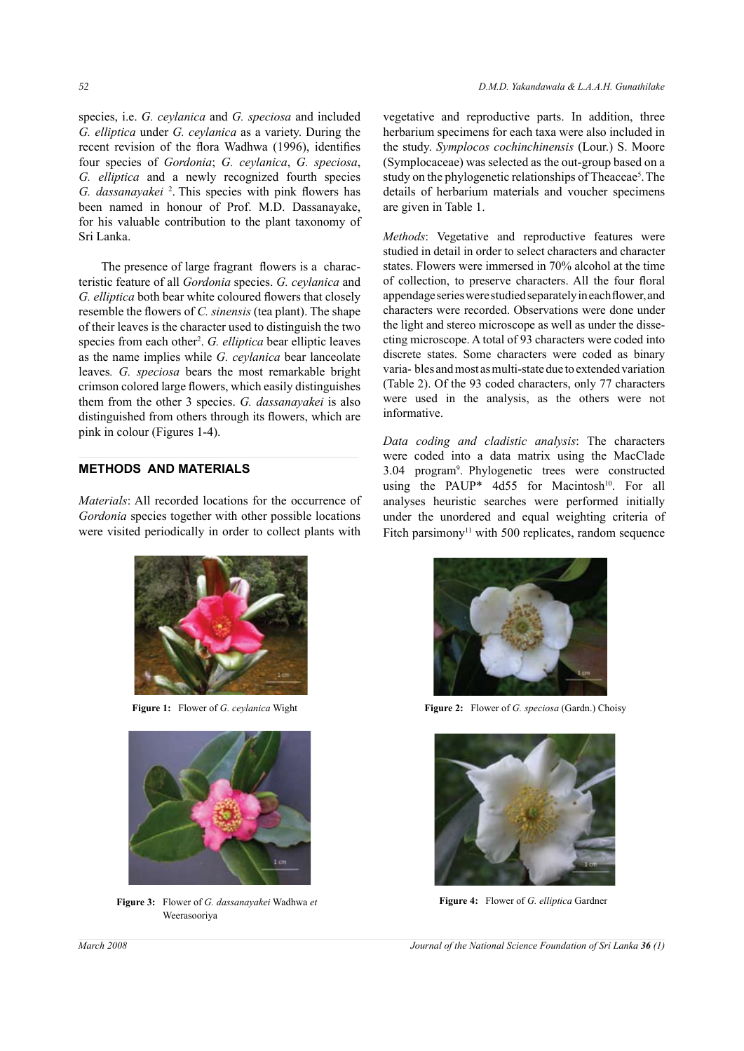species, i.e. *G. ceylanica* and *G. speciosa* and included *G. elliptica* under *G. ceylanica* as a variety. During the recent revision of the flora Wadhwa (1996), identifies four species of *Gordonia*; *G. ceylanica*, *G. speciosa*, *G. elliptica* and a newly recognized fourth species *G. dassanayakei* [2]. This species with pink flowers has been named in honour of Prof. M.D. Dassanayake, for his valuable contribution to the plant taxonomy of Sri Lanka.

The presence of large fragrant flowers is a characteristic feature of all *Gordonia* species. *G. ceylanica* and *G. elliptica* both bear white coloured flowers that closely resemble the flowers of *C. sinensis* (tea plant). The shape of their leaves is the character used to distinguish the two species from each other[2]. *G. elliptica* bear elliptic leaves as the name implies while *G. ceylanica* bear lanceolate leaves. *G. speciosa* bears the most remarkable bright crimson colored large flowers, which easily distinguishes them from the other 3 species. *G. dassanayakei* is also distinguished from others through its flowers, which are pink in colour (Figures 1-4).

## METHODS AND MATERIALS

*Materials*: All recorded locations for the occurrence of *Gordonia* species together with other possible locations were visited periodically in order to collect plants with vegetative and reproductive parts. In addition, three herbarium specimens for each taxa were also included in the study. *Symplocos cochinchinensis* (Lour.) S. Moore (Symplocaceae) was selected as the out-group based on a study on the phylogenetic relationships of Theaceae[5]. The details of herbarium materials and voucher specimens are given in Table 1.

*Methods*: Vegetative and reproductive features were studied in detail in order to select characters and character states. Flowers were immersed in 70% alcohol at the time of collection, to preserve characters. All the four floral appendage series were studied separately in each flower, and characters were recorded. Observations were done under the light and stereo microscope as well as under the dissecting microscope. A total of 93 characters were coded into discrete states. Some characters were coded as binary varia- bles and most as multi-state due to extended variation (Table 2). Of the 93 coded characters, only 77 characters were used in the analysis, as the others were not informative.

*Data coding and cladistic analysis*: The characters were coded into a data matrix using the MacClade 3.04 program[9]. Phylogenetic trees were constructed using the PAUP* 4d55 for Macintosh[10]. For all analyses heuristic searches were performed initially under the unordered and equal weighting criteria of Fitch parsimony[11] with 500 replicates, random sequence

**Figure 1:** Flower of *G. ceylanica* Wight

**Figure 2:** Flower of *G. speciosa* (Gardn.) Choisy

**Figure 3:** Flower of *G. dassanayakei* Wadhwa *et* Weerasooriya

**Figure 4:** Flower of *G. elliptica* Gardner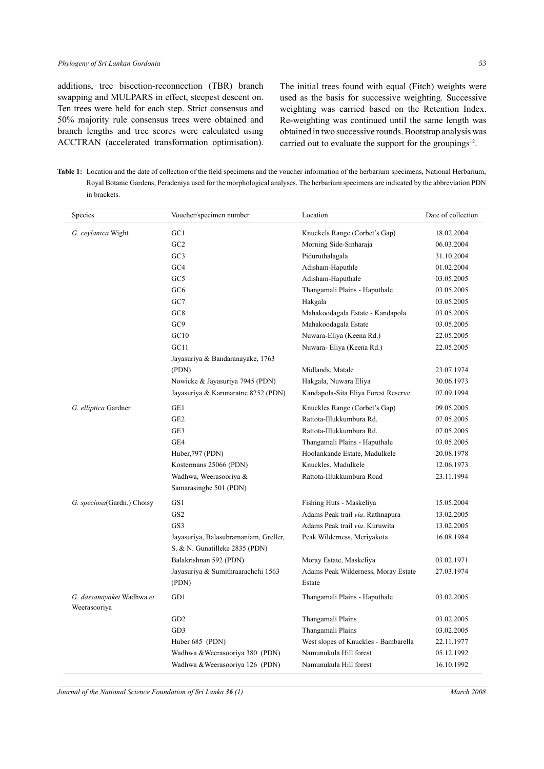additions, tree bisection-reconnection (TBR) branch swapping and MULPARS in effect, steepest descent on. Ten trees were held for each step. Strict consensus and 50% majority rule consensus trees were obtained and branch lengths and tree scores were calculated using ACCTRAN (accelerated transformation optimisation). The initial trees found with equal (Fitch) weights were used as the basis for successive weighting. Successive weighting was carried based on the Retention Index. Re-weighting was continued until the same length was obtained in two successive rounds. Bootstrap analysis was carried out to evaluate the support for the groupings[12].

**Table 1:** Location and the date of collection of the field specimens and the voucher information of the herbarium specimens, National Herbarium, Royal Botanic Gardens, Peradeniya used for the morphological analyses. The herbarium specimens are indicated by the abbreviation PDN in brackets.

| Species | Voucher/specimen number | Location | Date of collection |
|---|---|---|---|
| *G. ceylanica* Wight | GC1 | Knuckels Range (Corbet's Gap) | 18.02.2004 |
| | GC2 | Morning Side-Sinharaja | 06.03.2004 |
| | GC3 | Piduruthalagala | 31.10.2004 |
| | GC4 | Adisham-Haputhle | 01.02.2004 |
| | GC5 | Adisham-Haputhale | 03.05.2005 |
| | GC6 | Thangamali Plains - Haputhale | 03.05.2005 |
| | GC7 | Hakgala | 03.05.2005 |
| | GC8 | Mahakoodagala Estate - Kandapola | 03.05.2005 |
| | GC9 | Mahakoodagala Estate | 03.05.2005 |
| | GC10 | Nuwara-Eliya (Keena Rd.) | 22.05.2005 |
| | GC11 | Nuwara- Eliya (Keena Rd.) | 22.05.2005 |
| | Jayasuriya & Bandaranayake, 1763 (PDN) | Midlands, Matale | 23.07.1974 |
| | Nowicke & Jayasuriya 7945 (PDN) | Hakgala, Nuwara Eliya | 30.06.1973 |
| | Jayasuriya & Karunaratne 8252 (PDN) | Kandapola-Sita Eliya Forest Reserve | 07.09.1994 |
| *G. elliptica* Gardner | GE1 | Knuckles Range (Corbet's Gap) | 09.05.2005 |
| | GE2 | Rattota-Illukkumbura Rd. | 07.05.2005 |
| | GE3 | Rattota-Illukkumbura Rd. | 07.05.2005 |
| | GE4 | Thangamali Plains - Haputhale | 03.05.2005 |
| | Huber,797 (PDN) | Hoolankande Estate, Madulkele | 20.08.1978 |
| | Kostermans 25066 (PDN) | Knuckles, Madulkele | 12.06.1973 |
| | Wadhwa, Weerasooriya & Samarasinghe 501 (PDN) | Rattota-Illukkumbura Road | 23.11.1994 |
| *G. speciosa*(Gardn.) Choisy | GS1 | Fishing Huts - Maskeliya | 15.05.2004 |
| | GS2 | Adams Peak trail *via*. Rathnapura | 13.02.2005 |
| | GS3 | Adams Peak trail *via*. Kuruwita | 13.02.2005 |
| | Jayasuriya, Balasubramaniam, Greller, S. & N. Gunatilleke 2835 (PDN) | Peak Wilderness, Meriyakota | 16.08.1984 |
| | Balakrishnan 592 (PDN) | Moray Estate, Maskeliya | 03.02.1971 |
| | Jayasuriya & Sumithraarachchi 1563 (PDN) | Adams Peak Wilderness, Moray Estate Estate | 27.03.1974 |
| *G. dassanayakei* Wadhwa *et* Weerasooriya | GD1 | Thangamali Plains - Haputhale | 03.02.2005 |
| | GD2 | Thangamali Plains | 03.02.2005 |
| | GD3 | Thangamali Plains | 03.02.2005 |
| | Huber 685 (PDN) | West slopes of Knuckles - Bambarella | 22.11.1977 |
| | Wadhwa &Weerasooriya 380 (PDN) | Namunukula Hill forest | 05.12.1992 |
| | Wadhwa &Weerasooriya 126 (PDN) | Namunukula Hill forest | 16.10.1992 |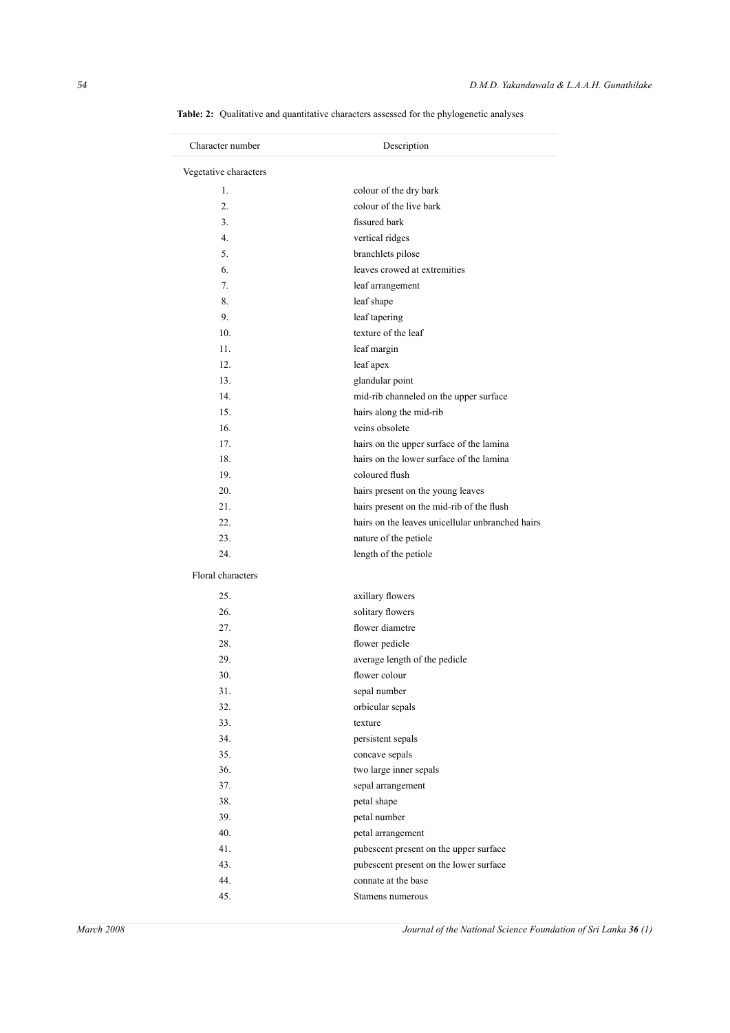**Table: 2:** Qualitative and quantitative characters assessed for the phylogenetic analyses

| Character number | Description |
|---|---|
| Vegetative characters | |
| 1. | colour of the dry bark |
| 2. | colour of the live bark |
| 3. | fissured bark |
| 4. | vertical ridges |
| 5. | branchlets pilose |
| 6. | leaves crowed at extremities |
| 7. | leaf arrangement |
| 8. | leaf shape |
| 9. | leaf tapering |
| 10. | texture of the leaf |
| 11. | leaf margin |
| 12. | leaf apex |
| 13. | glandular point |
| 14. | mid-rib channeled on the upper surface |
| 15. | hairs along the mid-rib |
| 16. | veins obsolete |
| 17. | hairs on the upper surface of the lamina |
| 18. | hairs on the lower surface of the lamina |
| 19. | coloured flush |
| 20. | hairs present on the young leaves |
| 21. | hairs present on the mid-rib of the flush |
| 22. | hairs on the leaves unicellular unbranched hairs |
| 23. | nature of the petiole |
| 24. | length of the petiole |
| Floral characters | |
| 25. | axillary flowers |
| 26. | solitary flowers |
| 27. | flower diametre |
| 28. | flower pedicle |
| 29. | average length of the pedicle |
| 30. | flower colour |
| 31. | sepal number |
| 32. | orbicular sepals |
| 33. | texture |
| 34. | persistent sepals |
| 35. | concave sepals |
| 36. | two large inner sepals |
| 37. | sepal arrangement |
| 38. | petal shape |
| 39. | petal number |
| 40. | petal arrangement |
| 41. | pubescent present on the upper surface |
| 43. | pubescent present on the lower surface |
| 44. | connate at the base |
| 45. | Stamens numerous |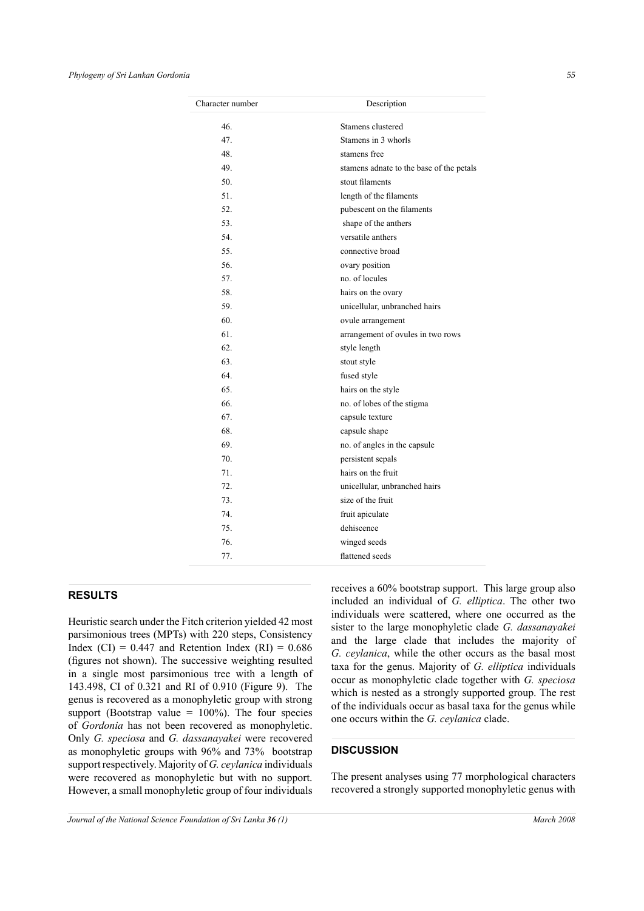| Character number | Description |
|---|---|
| 46. | Stamens clustered |
| 47. | Stamens in 3 whorls |
| 48. | stamens free |
| 49. | stamens adnate to the base of the petals |
| 50. | stout filaments |
| 51. | length of the filaments |
| 52. | pubescent on the filaments |
| 53. | shape of the anthers |
| 54. | versatile anthers |
| 55. | connective broad |
| 56. | ovary position |
| 57. | no. of locules |
| 58. | hairs on the ovary |
| 59. | unicellular, unbranched hairs |
| 60. | ovule arrangement |
| 61. | arrangement of ovules in two rows |
| 62. | style length |
| 63. | stout style |
| 64. | fused style |
| 65. | hairs on the style |
| 66. | no. of lobes of the stigma |
| 67. | capsule texture |
| 68. | capsule shape |
| 69. | no. of angles in the capsule |
| 70. | persistent sepals |
| 71. | hairs on the fruit |
| 72. | unicellular, unbranched hairs |
| 73. | size of the fruit |
| 74. | fruit apiculate |
| 75. | dehiscence |
| 76. | winged seeds |
| 77. | flattened seeds |

## RESULTS

Heuristic search under the Fitch criterion yielded 42 most parsimonious trees (MPTs) with 220 steps, Consistency Index (CI) = 0.447 and Retention Index (RI) = 0.686 (figures not shown). The successive weighting resulted in a single most parsimonious tree with a length of 143.498, CI of 0.321 and RI of 0.910 (Figure 9). The genus is recovered as a monophyletic group with strong support (Bootstrap value = 100%). The four species of *Gordonia* has not been recovered as monophyletic. Only *G. speciosa* and *G. dassanayakei* were recovered as monophyletic groups with 96% and 73% bootstrap support respectively. Majority of *G. ceylanica* individuals were recovered as monophyletic but with no support. However, a small monophyletic group of four individuals receives a 60% bootstrap support. This large group also included an individual of *G. elliptica*. The other two individuals were scattered, where one occurred as the sister to the large monophyletic clade *G. dassanayakei* and the large clade that includes the majority of *G. ceylanica*, while the other occurs as the basal most taxa for the genus. Majority of *G. elliptica* individuals occur as monophyletic clade together with *G. speciosa* which is nested as a strongly supported group. The rest of the individuals occur as basal taxa for the genus while one occurs within the *G. ceylanica* clade.

## DISCUSSION

The present analyses using 77 morphological characters recovered a strongly supported monophyletic genus with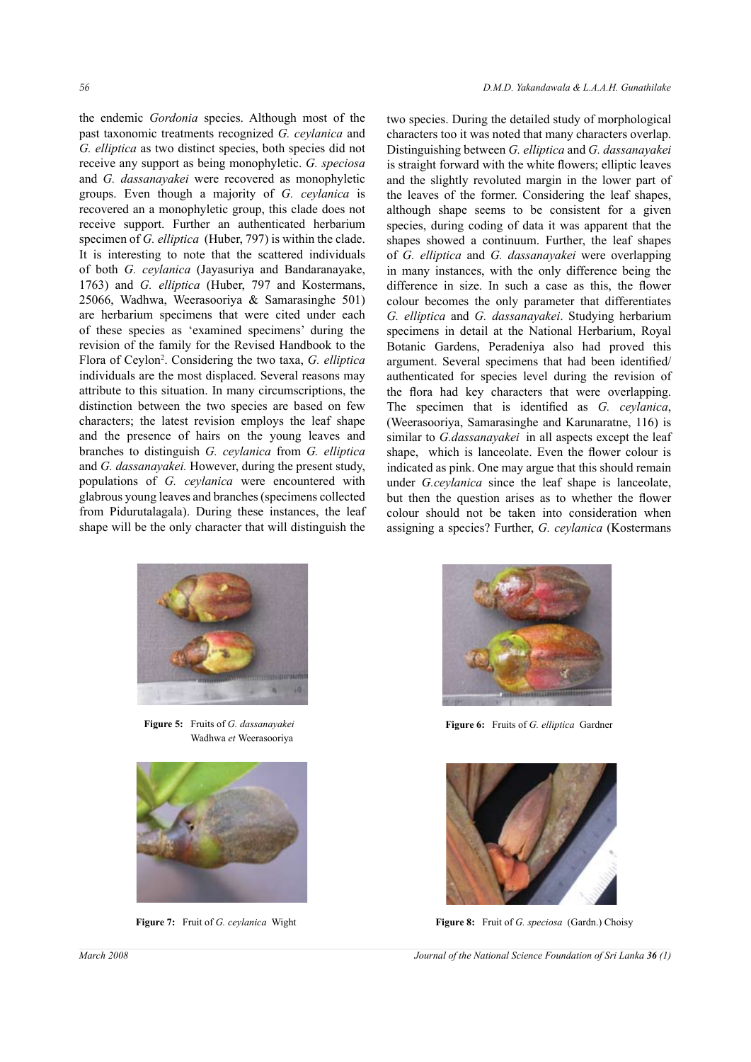the endemic *Gordonia* species. Although most of the past taxonomic treatments recognized *G. ceylanica* and *G. elliptica* as two distinct species, both species did not receive any support as being monophyletic. *G. speciosa* and *G. dassanayakei* were recovered as monophyletic groups. Even though a majority of *G. ceylanica* is recovered an a monophyletic group, this clade does not receive support. Further an authenticated herbarium specimen of *G. elliptica* (Huber, 797) is within the clade. It is interesting to note that the scattered individuals of both *G. ceylanica* (Jayasuriya and Bandaranayake, 1763) and *G. elliptica* (Huber, 797 and Kostermans, 25066, Wadhwa, Weerasooriya & Samarasinghe 501) are herbarium specimens that were cited under each of these species as 'examined specimens' during the revision of the family for the Revised Handbook to the Flora of Ceylon[2]. Considering the two taxa, *G. elliptica* individuals are the most displaced. Several reasons may attribute to this situation. In many circumscriptions, the distinction between the two species are based on few characters; the latest revision employs the leaf shape and the presence of hairs on the young leaves and branches to distinguish *G. ceylanica* from *G. elliptica* and *G. dassanayakei.* However, during the present study, populations of *G. ceylanica* were encountered with glabrous young leaves and branches (specimens collected from Pidurutalagala). During these instances, the leaf shape will be the only character that will distinguish the two species. During the detailed study of morphological characters too it was noted that many characters overlap. Distinguishing between *G. elliptica* and *G. dassanayakei* is straight forward with the white flowers; elliptic leaves and the slightly revoluted margin in the lower part of the leaves of the former. Considering the leaf shapes, although shape seems to be consistent for a given species, during coding of data it was apparent that the shapes showed a continuum. Further, the leaf shapes of *G. elliptica* and *G. dassanayakei* were overlapping in many instances, with the only difference being the difference in size. In such a case as this, the flower colour becomes the only parameter that differentiates *G. elliptica* and *G. dassanayakei*. Studying herbarium specimens in detail at the National Herbarium, Royal Botanic Gardens, Peradeniya also had proved this argument. Several specimens that had been identified/ authenticated for species level during the revision of the flora had key characters that were overlapping. The specimen that is identified as *G. ceylanica*, (Weerasooriya, Samarasinghe and Karunaratne, 116) is similar to *G.dassanayakei* in all aspects except the leaf shape, which is lanceolate. Even the flower colour is indicated as pink. One may argue that this should remain under *G.ceylanica* since the leaf shape is lanceolate, but then the question arises as to whether the flower colour should not be taken into consideration when assigning a species? Further, *G. ceylanica* (Kostermans

**Figure 5:** Fruits of *G. dassanayakei* Wadhwa *et* Weerasooriya

**Figure 6:** Fruits of *G. elliptica* Gardner

**Figure 7:** Fruit of *G. ceylanica* Wight

**Figure 8:** Fruit of *G. speciosa* (Gardn.) Choisy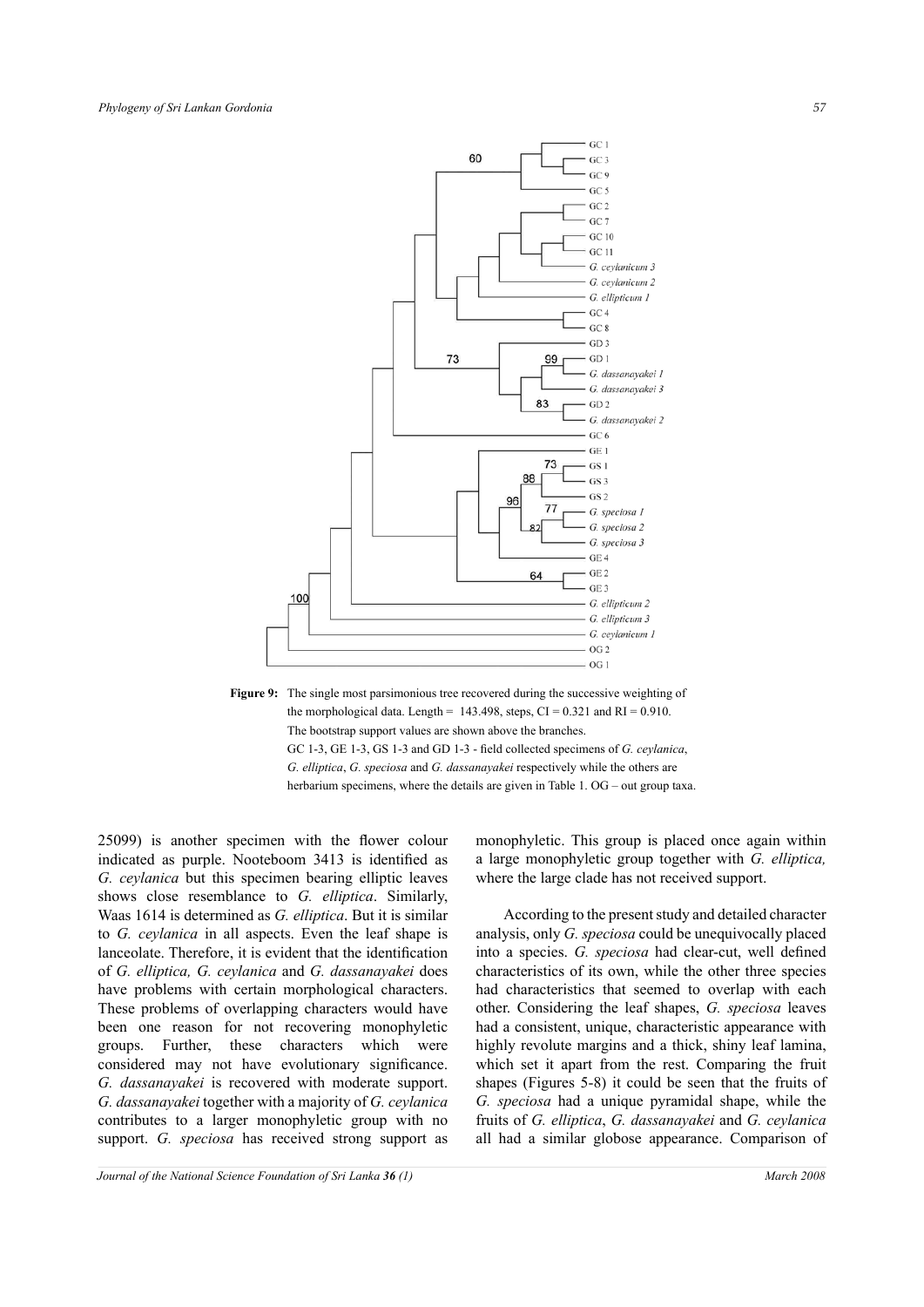**Figure 9:** The single most parsimonious tree recovered during the successive weighting of the morphological data. Length = 143.498, steps, CI = 0.321 and RI = 0.910. The bootstrap support values are shown above the branches. GC 1-3, GE 1-3, GS 1-3 and GD 1-3 - field collected specimens of *G. ceylanica*, *G. elliptica*, *G. speciosa* and *G. dassanayakei* respectively while the others are herbarium specimens, where the details are given in Table 1. OG – out group taxa.

25099) is another specimen with the flower colour indicated as purple. Nooteboom 3413 is identified as *G. ceylanica* but this specimen bearing elliptic leaves shows close resemblance to *G. elliptica*. Similarly, Waas 1614 is determined as *G. elliptica*. But it is similar to *G. ceylanica* in all aspects. Even the leaf shape is lanceolate. Therefore, it is evident that the identification of *G. elliptica, G. ceylanica* and *G. dassanayakei* does have problems with certain morphological characters. These problems of overlapping characters would have been one reason for not recovering monophyletic groups. Further, these characters which were considered may not have evolutionary significance. *G. dassanayakei* is recovered with moderate support. *G. dassanayakei* together with a majority of *G. ceylanica* contributes to a larger monophyletic group with no support. *G. speciosa* has received strong support as monophyletic. This group is placed once again within a large monophyletic group together with *G. elliptica,* where the large clade has not received support.

According to the present study and detailed character analysis, only *G. speciosa* could be unequivocally placed into a species. *G. speciosa* had clear-cut, well defined characteristics of its own, while the other three species had characteristics that seemed to overlap with each other. Considering the leaf shapes, *G. speciosa* leaves had a consistent, unique, characteristic appearance with highly revolute margins and a thick, shiny leaf lamina, which set it apart from the rest. Comparing the fruit shapes (Figures 5-8) it could be seen that the fruits of *G. speciosa* had a unique pyramidal shape, while the fruits of *G. elliptica*, *G. dassanayakei* and *G. ceylanica* all had a similar globose appearance. Comparison of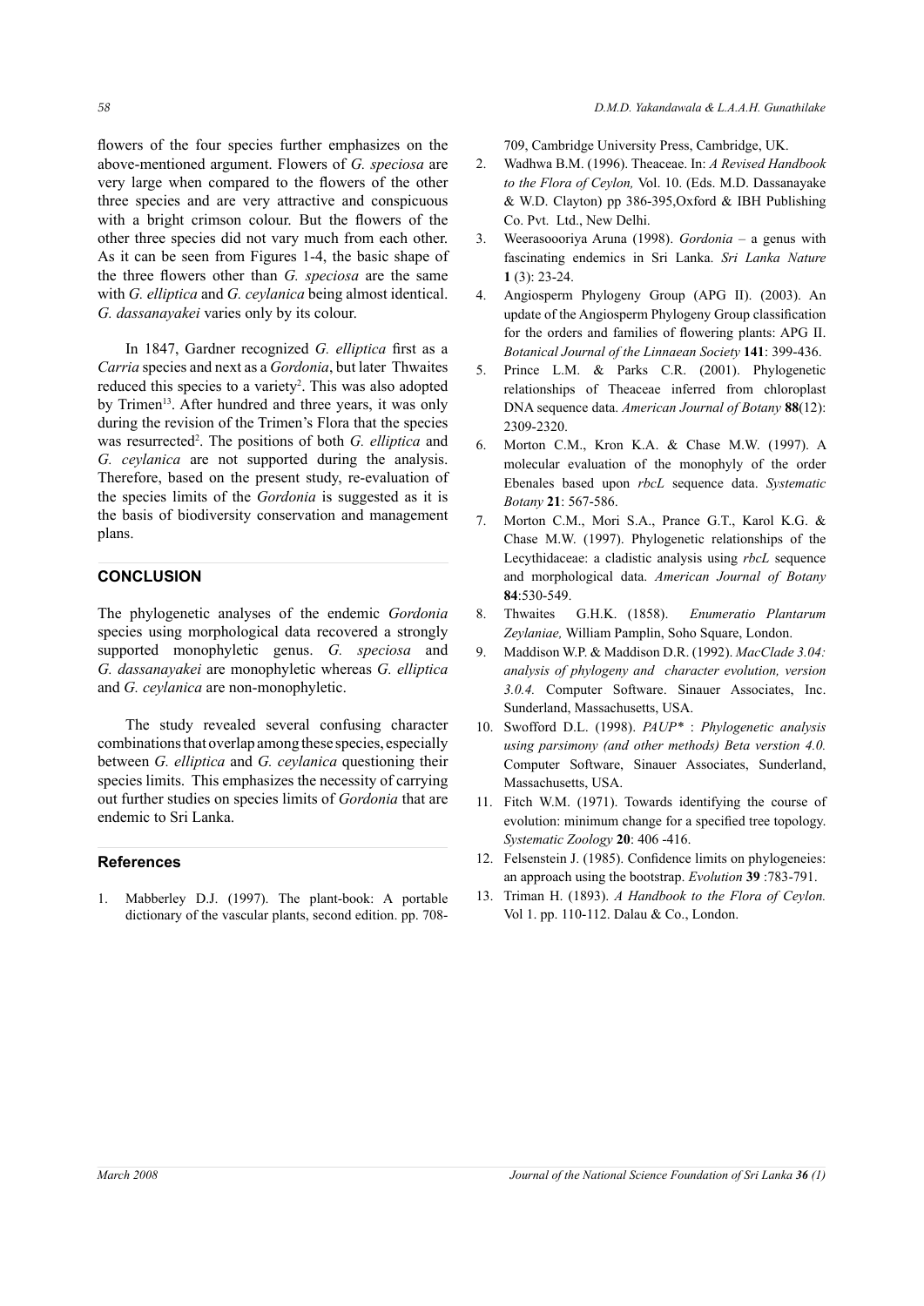flowers of the four species further emphasizes on the above-mentioned argument. Flowers of *G. speciosa* are very large when compared to the flowers of the other three species and are very attractive and conspicuous with a bright crimson colour. But the flowers of the other three species did not vary much from each other. As it can be seen from Figures 1-4, the basic shape of the three flowers other than *G. speciosa* are the same with *G. elliptica* and *G. ceylanica* being almost identical. *G. dassanayakei* varies only by its colour.

In 1847, Gardner recognized *G. elliptica* first as a *Carria* species and next as a *Gordonia*, but later Thwaites reduced this species to a variety[2]. This was also adopted by Trimen[13]. After hundred and three years, it was only during the revision of the Trimen's Flora that the species was resurrected[2]. The positions of both *G. elliptica* and *G. ceylanica* are not supported during the analysis. Therefore, based on the present study, re-evaluation of the species limits of the *Gordonia* is suggested as it is the basis of biodiversity conservation and management plans.

## CONCLUSION

The phylogenetic analyses of the endemic *Gordonia* species using morphological data recovered a strongly supported monophyletic genus. *G. speciosa* and *G. dassanayakei* are monophyletic whereas *G. elliptica* and *G. ceylanica* are non-monophyletic.

The study revealed several confusing character combinations that overlap among these species, especially between *G. elliptica* and *G. ceylanica* questioning their species limits. This emphasizes the necessity of carrying out further studies on species limits of *Gordonia* that are endemic to Sri Lanka.

## References

1. Mabberley D.J. (1997). The plant-book: A portable dictionary of the vascular plants, second edition. pp. 708-709, Cambridge University Press, Cambridge, UK.
2. Wadhwa B.M. (1996). Theaceae. In: *A Revised Handbook to the Flora of Ceylon,* Vol. 10. (Eds. M.D. Dassanayake & W.D. Clayton) pp 386-395,Oxford & IBH Publishing Co. Pvt. Ltd., New Delhi.
3. Weerasoooriya Aruna (1998). *Gordonia* – a genus with fascinating endemics in Sri Lanka. *Sri Lanka Nature* **1** (3): 23-24.
4. Angiosperm Phylogeny Group (APG II). (2003). An update of the Angiosperm Phylogeny Group classification for the orders and families of flowering plants: APG II. *Botanical Journal of the Linnaean Society* **141**: 399-436.
5. Prince L.M. & Parks C.R. (2001). Phylogenetic relationships of Theaceae inferred from chloroplast DNA sequence data. *American Journal of Botany* **88**(12): 2309-2320.
6. Morton C.M., Kron K.A. & Chase M.W. (1997). A molecular evaluation of the monophyly of the order Ebenales based upon *rbcL* sequence data. *Systematic Botany* **21**: 567-586.
7. Morton C.M., Mori S.A., Prance G.T., Karol K.G. & Chase M.W. (1997). Phylogenetic relationships of the Lecythidaceae: a cladistic analysis using *rbcL* sequence and morphological data. *American Journal of Botany* **84**:530-549.
8. Thwaites G.H.K. (1858). *Enumeratio Plantarum Zeylaniae,* William Pamplin, Soho Square, London.
9. Maddison W.P. & Maddison D.R. (1992). *MacClade 3.04: analysis of phylogeny and character evolution, version 3.0.4.* Computer Software. Sinauer Associates, Inc. Sunderland, Massachusetts, USA.
10. Swofford D.L. (1998). *PAUP\* : Phylogenetic analysis using parsimony (and other methods) Beta verstion 4.0.* Computer Software, Sinauer Associates, Sunderland, Massachusetts, USA.
11. Fitch W.M. (1971). Towards identifying the course of evolution: minimum change for a specified tree topology. *Systematic Zoology* **20**: 406 -416.
12. Felsenstein J. (1985). Confidence limits on phylogeneies: an approach using the bootstrap. *Evolution* **39** :783-791.
13. Triman H. (1893). *A Handbook to the Flora of Ceylon.* Vol 1. pp. 110-112. Dalau & Co., London.